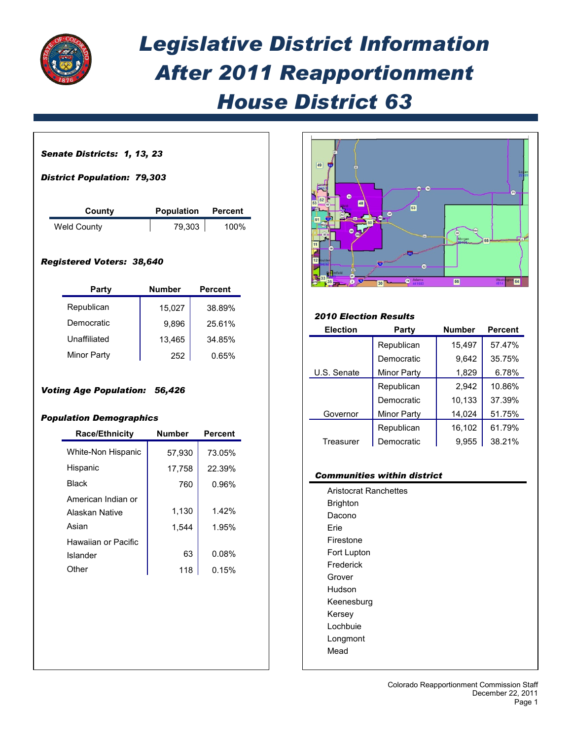# Legislative District Information After 2011 Reapportionment House District 63

***Senate Districts: 1, 13, 23***

***District Population: 79,303***

| County | Population | Percent |
|---|---|---|
| Weld County | 79,303 | 100% |

***Registered Voters: 38,640***

| Party | Number | Percent |
|---|---|---|
| Republican | 15,027 | 38.89% |
| Democratic | 9,896 | 25.61% |
| Unaffiliated | 13,465 | 34.85% |
| Minor Party | 252 | 0.65% |

***Voting Age Population: 56,426***

***Population Demographics***

| Race/Ethnicity | Number | Percent |
|---|---|---|
| White-Non Hispanic | 57,930 | 73.05% |
| Hispanic | 17,758 | 22.39% |
| Black | 760 | 0.96% |
| American Indian or Alaskan Native | 1,130 | 1.42% |
| Asian | 1,544 | 1.95% |
| Hawaiian or Pacific Islander | 63 | 0.08% |
| Other | 118 | 0.15% |

***2010 Election Results***

| Election | Party | Number | Percent |
|---|---|---|---|
| | Republican | 15,497 | 57.47% |
| | Democratic | 9,642 | 35.75% |
| U.S. Senate | Minor Party | 1,829 | 6.78% |
| | Republican | 2,942 | 10.86% |
| | Democratic | 10,133 | 37.39% |
| Governor | Minor Party | 14,024 | 51.75% |
| | Republican | 16,102 | 61.79% |
| Treasurer | Democratic | 9,955 | 38.21% |

***Communities within district***

Aristocrat Ranchettes
Brighton
Dacono
Erie
Firestone
Fort Lupton
Frederick
Grover
Hudson
Keenesburg
Kersey
Lochbuie
Longmont
Mead

Colorado Reapportionment Commission Staff
December 22, 2011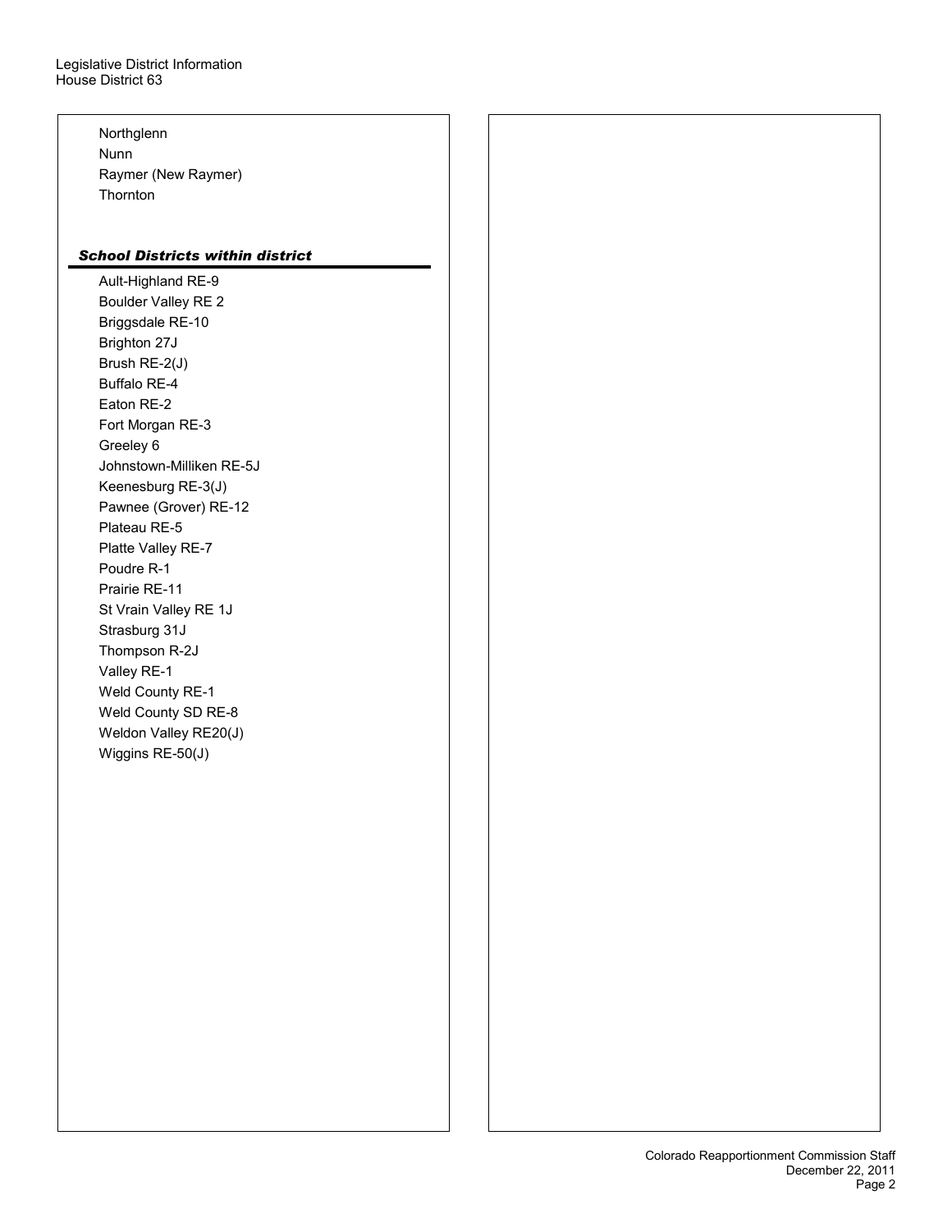Northglenn
Nunn
Raymer (New Raymer)
Thornton

### *School Districts within district*

Ault-Highland RE-9
Boulder Valley RE 2
Briggsdale RE-10
Brighton 27J
Brush RE-2(J)
Buffalo RE-4
Eaton RE-2
Fort Morgan RE-3
Greeley 6
Johnstown-Milliken RE-5J
Keenesburg RE-3(J)
Pawnee (Grover) RE-12
Plateau RE-5
Platte Valley RE-7
Poudre R-1
Prairie RE-11
St Vrain Valley RE 1J
Strasburg 31J
Thompson R-2J
Valley RE-1
Weld County RE-1
Weld County SD RE-8
Weldon Valley RE20(J)
Wiggins RE-50(J)